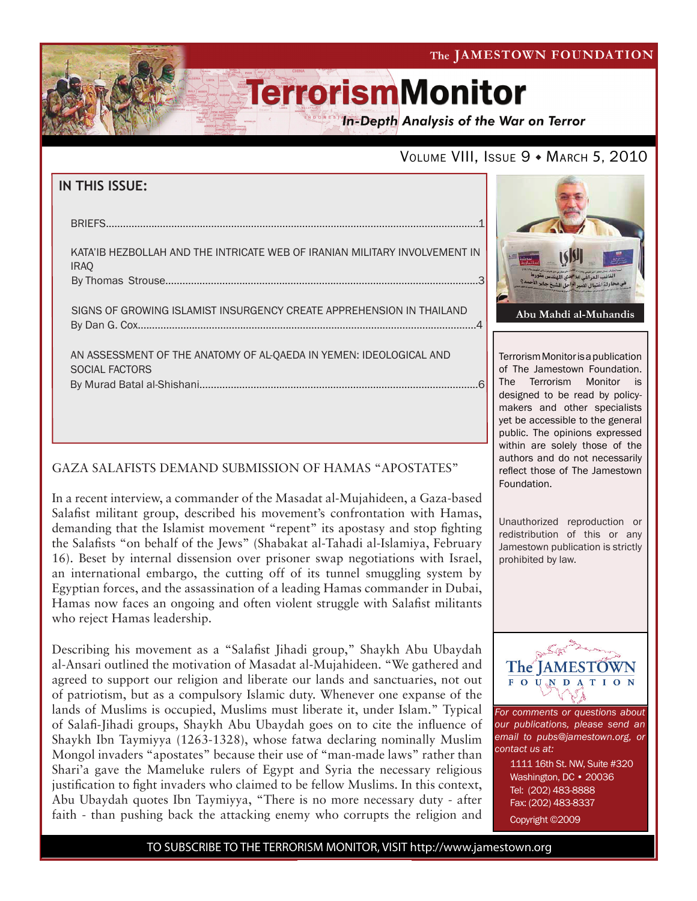The JAMESTOWN FOUNDATION

# TerrorismMonitor

*In-Depth Analysis of the War on Terror*

VOLUME VIII, ISSUE 9 ◆ MARCH 5, 2010

## IN THIS ISSUE:

BRIEFS....1

KATA'IB HEZBOLLAH AND THE INTRICATE WEB OF IRANIAN MILITARY INVOLVEMENT IN IRAQ
By Thomas Strouse....3

SIGNS OF GROWING ISLAMIST INSURGENCY CREATE APPREHENSION IN THAILAND
By Dan G. Cox....4

AN ASSESSMENT OF THE ANATOMY OF AL-QAEDA IN YEMEN: IDEOLOGICAL AND SOCIAL FACTORS
By Murad Batal al-Shishani....6

Abu Mahdi al-Muhandis

Terrorism Monitor is a publication of The Jamestown Foundation. The Terrorism Monitor is designed to be read by policy-makers and other specialists yet be accessible to the general public. The opinions expressed within are solely those of the authors and do not necessarily reflect those of The Jamestown Foundation.

Unauthorized reproduction or redistribution of this or any Jamestown publication is strictly prohibited by law.

*For comments or questions about our publications, please send an email to pubs@jamestown.org, or contact us at:*

1111 16th St. NW, Suite #320
Washington, DC • 20036
Tel: (202) 483-8888
Fax: (202) 483-8337
Copyright ©2009

## GAZA SALAFISTS DEMAND SUBMISSION OF HAMAS "APOSTATES"

In a recent interview, a commander of the Masadat al-Mujahideen, a Gaza-based Salafist militant group, described his movement's confrontation with Hamas, demanding that the Islamist movement "repent" its apostasy and stop fighting the Salafists "on behalf of the Jews" (Shabakat al-Tahadi al-Islamiya, February 16). Beset by internal dissension over prisoner swap negotiations with Israel, an international embargo, the cutting off of its tunnel smuggling system by Egyptian forces, and the assassination of a leading Hamas commander in Dubai, Hamas now faces an ongoing and often violent struggle with Salafist militants who reject Hamas leadership.

Describing his movement as a "Salafist Jihadi group," Shaykh Abu Ubaydah al-Ansari outlined the motivation of Masadat al-Mujahideen. "We gathered and agreed to support our religion and liberate our lands and sanctuaries, not out of patriotism, but as a compulsory Islamic duty. Whenever one expanse of the lands of Muslims is occupied, Muslims must liberate it, under Islam." Typical of Salafi-Jihadi groups, Shaykh Abu Ubaydah goes on to cite the influence of Shaykh Ibn Taymiyya (1263-1328), whose fatwa declaring nominally Muslim Mongol invaders "apostates" because their use of "man-made laws" rather than Shari'a gave the Mameluke rulers of Egypt and Syria the necessary religious justification to fight invaders who claimed to be fellow Muslims. In this context, Abu Ubaydah quotes Ibn Taymiyya, "There is no more necessary duty - after faith - than pushing back the attacking enemy who corrupts the religion and

TO SUBSCRIBE TO THE TERRORISM MONITOR, VISIT http://www.jamestown.org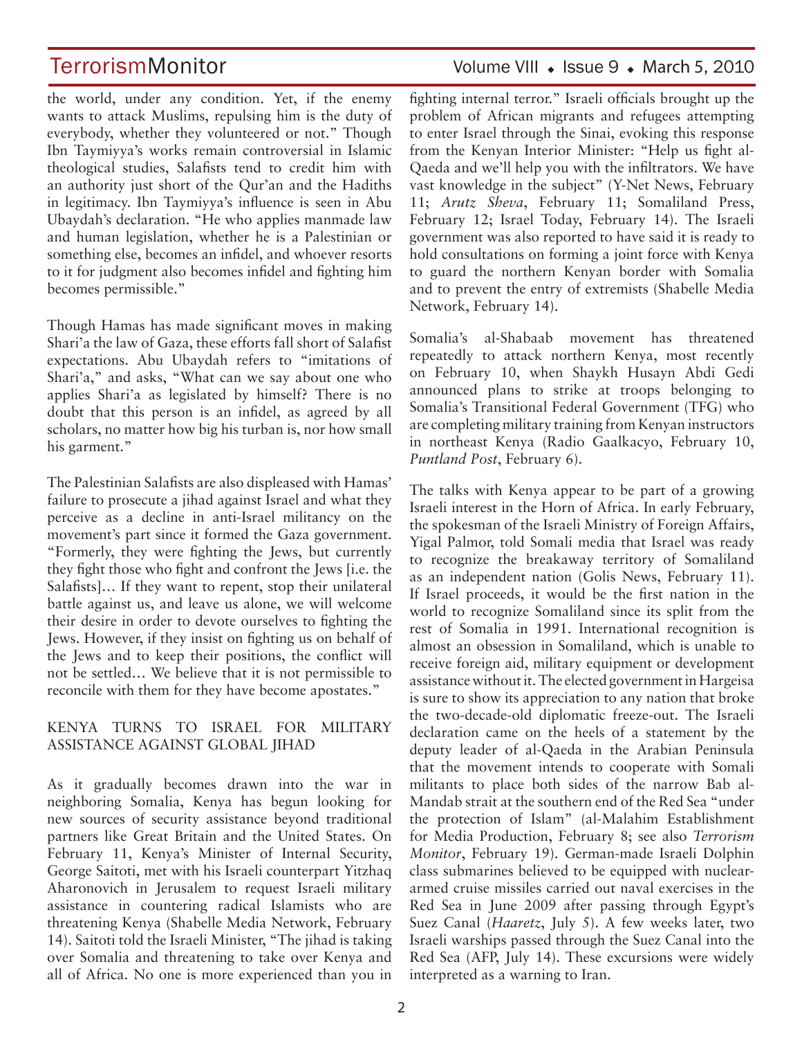the world, under any condition. Yet, if the enemy wants to attack Muslims, repulsing him is the duty of everybody, whether they volunteered or not." Though Ibn Taymiyya's works remain controversial in Islamic theological studies, Salafists tend to credit him with an authority just short of the Qur'an and the Hadiths in legitimacy. Ibn Taymiyya's influence is seen in Abu Ubaydah's declaration. "He who applies manmade law and human legislation, whether he is a Palestinian or something else, becomes an infidel, and whoever resorts to it for judgment also becomes infidel and fighting him becomes permissible."

Though Hamas has made significant moves in making Shari'a the law of Gaza, these efforts fall short of Salafist expectations. Abu Ubaydah refers to "imitations of Shari'a," and asks, "What can we say about one who applies Shari'a as legislated by himself? There is no doubt that this person is an infidel, as agreed by all scholars, no matter how big his turban is, nor how small his garment."

The Palestinian Salafists are also displeased with Hamas' failure to prosecute a jihad against Israel and what they perceive as a decline in anti-Israel militancy on the movement's part since it formed the Gaza government. "Formerly, they were fighting the Jews, but currently they fight those who fight and confront the Jews [i.e. the Salafists]… If they want to repent, stop their unilateral battle against us, and leave us alone, we will welcome their desire in order to devote ourselves to fighting the Jews. However, if they insist on fighting us on behalf of the Jews and to keep their positions, the conflict will not be settled… We believe that it is not permissible to reconcile with them for they have become apostates."

## KENYA TURNS TO ISRAEL FOR MILITARY ASSISTANCE AGAINST GLOBAL JIHAD

As it gradually becomes drawn into the war in neighboring Somalia, Kenya has begun looking for new sources of security assistance beyond traditional partners like Great Britain and the United States. On February 11, Kenya's Minister of Internal Security, George Saitoti, met with his Israeli counterpart Yitzhaq Aharonovich in Jerusalem to request Israeli military assistance in countering radical Islamists who are threatening Kenya (Shabelle Media Network, February 14). Saitoti told the Israeli Minister, "The jihad is taking over Somalia and threatening to take over Kenya and all of Africa. No one is more experienced than you in fighting internal terror." Israeli officials brought up the problem of African migrants and refugees attempting to enter Israel through the Sinai, evoking this response from the Kenyan Interior Minister: "Help us fight al-Qaeda and we'll help you with the infiltrators. We have vast knowledge in the subject" (Y-Net News, February 11; *Arutz Sheva*, February 11; Somaliland Press, February 12; Israel Today, February 14). The Israeli government was also reported to have said it is ready to hold consultations on forming a joint force with Kenya to guard the northern Kenyan border with Somalia and to prevent the entry of extremists (Shabelle Media Network, February 14).

Somalia's al-Shabaab movement has threatened repeatedly to attack northern Kenya, most recently on February 10, when Shaykh Husayn Abdi Gedi announced plans to strike at troops belonging to Somalia's Transitional Federal Government (TFG) who are completing military training from Kenyan instructors in northeast Kenya (Radio Gaalkacyo, February 10, *Puntland Post*, February 6).

The talks with Kenya appear to be part of a growing Israeli interest in the Horn of Africa. In early February, the spokesman of the Israeli Ministry of Foreign Affairs, Yigal Palmor, told Somali media that Israel was ready to recognize the breakaway territory of Somaliland as an independent nation (Golis News, February 11). If Israel proceeds, it would be the first nation in the world to recognize Somaliland since its split from the rest of Somalia in 1991. International recognition is almost an obsession in Somaliland, which is unable to receive foreign aid, military equipment or development assistance without it. The elected government in Hargeisa is sure to show its appreciation to any nation that broke the two-decade-old diplomatic freeze-out. The Israeli declaration came on the heels of a statement by the deputy leader of al-Qaeda in the Arabian Peninsula that the movement intends to cooperate with Somali militants to place both sides of the narrow Bab al-Mandab strait at the southern end of the Red Sea "under the protection of Islam" (al-Malahim Establishment for Media Production, February 8; see also *Terrorism Monitor*, February 19). German-made Israeli Dolphin class submarines believed to be equipped with nuclear-armed cruise missiles carried out naval exercises in the Red Sea in June 2009 after passing through Egypt's Suez Canal (*Haaretz*, July 5). A few weeks later, two Israeli warships passed through the Suez Canal into the Red Sea (AFP, July 14). These excursions were widely interpreted as a warning to Iran.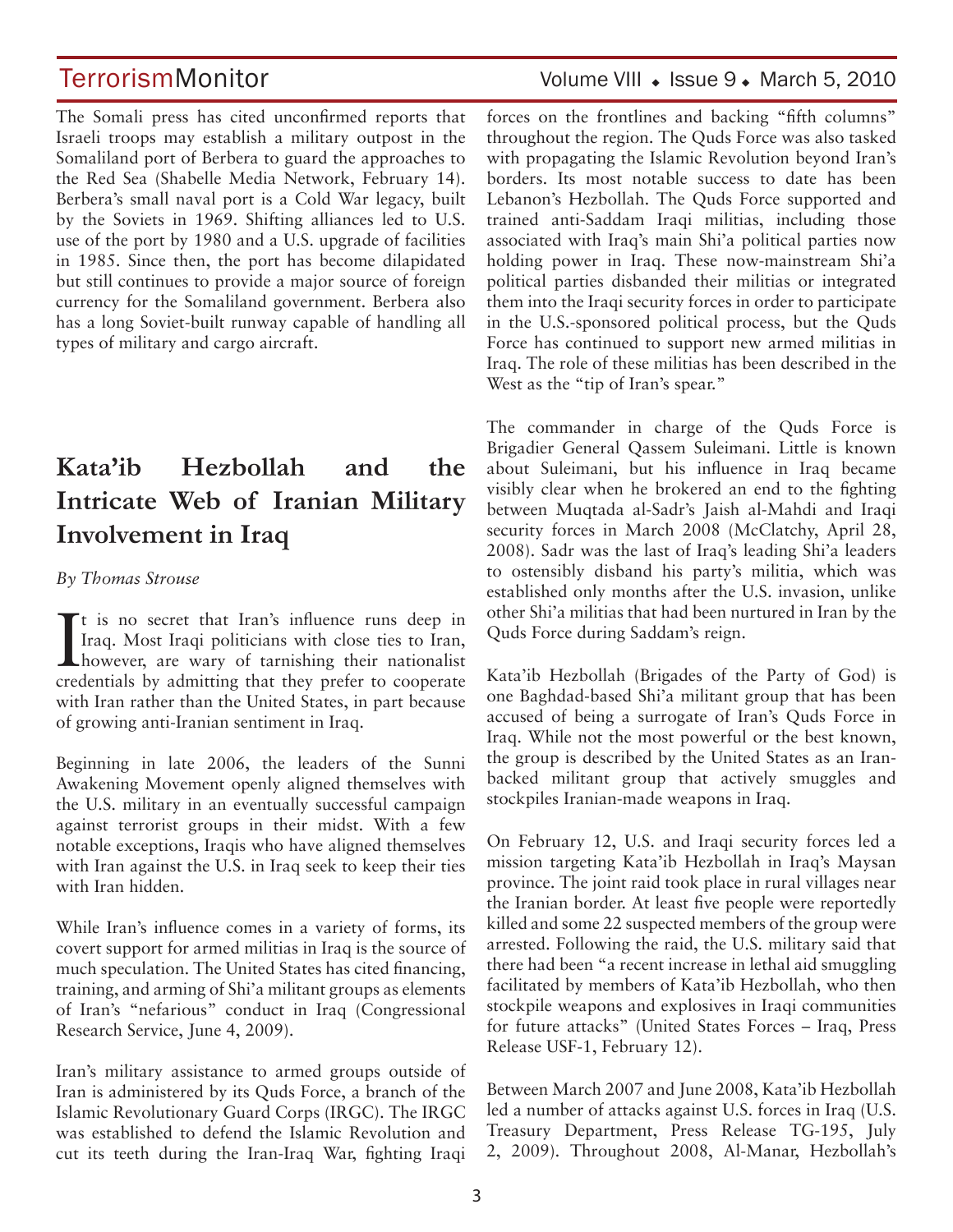The Somali press has cited unconfirmed reports that Israeli troops may establish a military outpost in the Somaliland port of Berbera to guard the approaches to the Red Sea (Shabelle Media Network, February 14). Berbera's small naval port is a Cold War legacy, built by the Soviets in 1969. Shifting alliances led to U.S. use of the port by 1980 and a U.S. upgrade of facilities in 1985. Since then, the port has become dilapidated but still continues to provide a major source of foreign currency for the Somaliland government. Berbera also has a long Soviet-built runway capable of handling all types of military and cargo aircraft.

# Kata'ib Hezbollah and the Intricate Web of Iranian Military Involvement in Iraq

*By Thomas Strouse*

It is no secret that Iran's influence runs deep in Iraq. Most Iraqi politicians with close ties to Iran, however, are wary of tarnishing their nationalist credentials by admitting that they prefer to cooperate with Iran rather than the United States, in part because of growing anti-Iranian sentiment in Iraq.

Beginning in late 2006, the leaders of the Sunni Awakening Movement openly aligned themselves with the U.S. military in an eventually successful campaign against terrorist groups in their midst. With a few notable exceptions, Iraqis who have aligned themselves with Iran against the U.S. in Iraq seek to keep their ties with Iran hidden.

While Iran's influence comes in a variety of forms, its covert support for armed militias in Iraq is the source of much speculation. The United States has cited financing, training, and arming of Shi'a militant groups as elements of Iran's "nefarious" conduct in Iraq (Congressional Research Service, June 4, 2009).

Iran's military assistance to armed groups outside of Iran is administered by its Quds Force, a branch of the Islamic Revolutionary Guard Corps (IRGC). The IRGC was established to defend the Islamic Revolution and cut its teeth during the Iran-Iraq War, fighting Iraqi forces on the frontlines and backing "fifth columns" throughout the region. The Quds Force was also tasked with propagating the Islamic Revolution beyond Iran's borders. Its most notable success to date has been Lebanon's Hezbollah. The Quds Force supported and trained anti-Saddam Iraqi militias, including those associated with Iraq's main Shi'a political parties now holding power in Iraq. These now-mainstream Shi'a political parties disbanded their militias or integrated them into the Iraqi security forces in order to participate in the U.S.-sponsored political process, but the Quds Force has continued to support new armed militias in Iraq. The role of these militias has been described in the West as the "tip of Iran's spear."

The commander in charge of the Quds Force is Brigadier General Qassem Suleimani. Little is known about Suleimani, but his influence in Iraq became visibly clear when he brokered an end to the fighting between Muqtada al-Sadr's Jaish al-Mahdi and Iraqi security forces in March 2008 (McClatchy, April 28, 2008). Sadr was the last of Iraq's leading Shi'a leaders to ostensibly disband his party's militia, which was established only months after the U.S. invasion, unlike other Shi'a militias that had been nurtured in Iran by the Quds Force during Saddam's reign.

Kata'ib Hezbollah (Brigades of the Party of God) is one Baghdad-based Shi'a militant group that has been accused of being a surrogate of Iran's Quds Force in Iraq. While not the most powerful or the best known, the group is described by the United States as an Iran-backed militant group that actively smuggles and stockpiles Iranian-made weapons in Iraq.

On February 12, U.S. and Iraqi security forces led a mission targeting Kata'ib Hezbollah in Iraq's Maysan province. The joint raid took place in rural villages near the Iranian border. At least five people were reportedly killed and some 22 suspected members of the group were arrested. Following the raid, the U.S. military said that there had been "a recent increase in lethal aid smuggling facilitated by members of Kata'ib Hezbollah, who then stockpile weapons and explosives in Iraqi communities for future attacks" (United States Forces – Iraq, Press Release USF-1, February 12).

Between March 2007 and June 2008, Kata'ib Hezbollah led a number of attacks against U.S. forces in Iraq (U.S. Treasury Department, Press Release TG-195, July 2, 2009). Throughout 2008, Al-Manar, Hezbollah's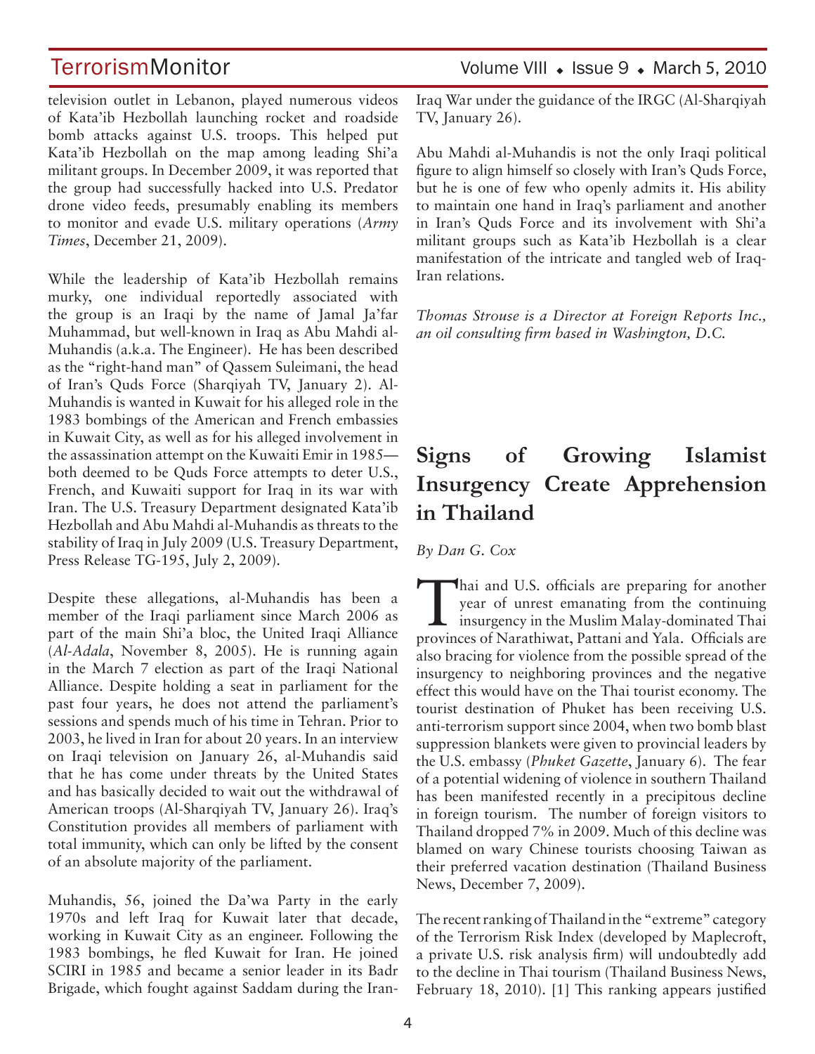television outlet in Lebanon, played numerous videos of Kata'ib Hezbollah launching rocket and roadside bomb attacks against U.S. troops. This helped put Kata'ib Hezbollah on the map among leading Shi'a militant groups. In December 2009, it was reported that the group had successfully hacked into U.S. Predator drone video feeds, presumably enabling its members to monitor and evade U.S. military operations (*Army Times*, December 21, 2009).

While the leadership of Kata'ib Hezbollah remains murky, one individual reportedly associated with the group is an Iraqi by the name of Jamal Ja'far Muhammad, but well-known in Iraq as Abu Mahdi al-Muhandis (a.k.a. The Engineer). He has been described as the "right-hand man" of Qassem Suleimani, the head of Iran's Quds Force (Sharqiyah TV, January 2). Al-Muhandis is wanted in Kuwait for his alleged role in the 1983 bombings of the American and French embassies in Kuwait City, as well as for his alleged involvement in the assassination attempt on the Kuwaiti Emir in 1985—both deemed to be Quds Force attempts to deter U.S., French, and Kuwaiti support for Iraq in its war with Iran. The U.S. Treasury Department designated Kata'ib Hezbollah and Abu Mahdi al-Muhandis as threats to the stability of Iraq in July 2009 (U.S. Treasury Department, Press Release TG-195, July 2, 2009).

Despite these allegations, al-Muhandis has been a member of the Iraqi parliament since March 2006 as part of the main Shi'a bloc, the United Iraqi Alliance (*Al-Adala*, November 8, 2005). He is running again in the March 7 election as part of the Iraqi National Alliance. Despite holding a seat in parliament for the past four years, he does not attend the parliament's sessions and spends much of his time in Tehran. Prior to 2003, he lived in Iran for about 20 years. In an interview on Iraqi television on January 26, al-Muhandis said that he has come under threats by the United States and has basically decided to wait out the withdrawal of American troops (Al-Sharqiyah TV, January 26). Iraq's Constitution provides all members of parliament with total immunity, which can only be lifted by the consent of an absolute majority of the parliament.

Muhandis, 56, joined the Da'wa Party in the early 1970s and left Iraq for Kuwait later that decade, working in Kuwait City as an engineer. Following the 1983 bombings, he fled Kuwait for Iran. He joined SCIRI in 1985 and became a senior leader in its Badr Brigade, which fought against Saddam during the Iran-Iraq War under the guidance of the IRGC (Al-Sharqiyah TV, January 26).

Abu Mahdi al-Muhandis is not the only Iraqi political figure to align himself so closely with Iran's Quds Force, but he is one of few who openly admits it. His ability to maintain one hand in Iraq's parliament and another in Iran's Quds Force and its involvement with Shi'a militant groups such as Kata'ib Hezbollah is a clear manifestation of the intricate and tangled web of Iraq-Iran relations.

*Thomas Strouse is a Director at Foreign Reports Inc., an oil consulting firm based in Washington, D.C.*

# Signs of Growing Islamist Insurgency Create Apprehension in Thailand

*By Dan G. Cox*

Thai and U.S. officials are preparing for another year of unrest emanating from the continuing insurgency in the Muslim Malay-dominated Thai provinces of Narathiwat, Pattani and Yala. Officials are also bracing for violence from the possible spread of the insurgency to neighboring provinces and the negative effect this would have on the Thai tourist economy. The tourist destination of Phuket has been receiving U.S. anti-terrorism support since 2004, when two bomb blast suppression blankets were given to provincial leaders by the U.S. embassy (*Phuket Gazette*, January 6). The fear of a potential widening of violence in southern Thailand has been manifested recently in a precipitous decline in foreign tourism. The number of foreign visitors to Thailand dropped 7% in 2009. Much of this decline was blamed on wary Chinese tourists choosing Taiwan as their preferred vacation destination (Thailand Business News, December 7, 2009).

The recent ranking of Thailand in the "extreme" category of the Terrorism Risk Index (developed by Maplecroft, a private U.S. risk analysis firm) will undoubtedly add to the decline in Thai tourism (Thailand Business News, February 18, 2010). [1] This ranking appears justified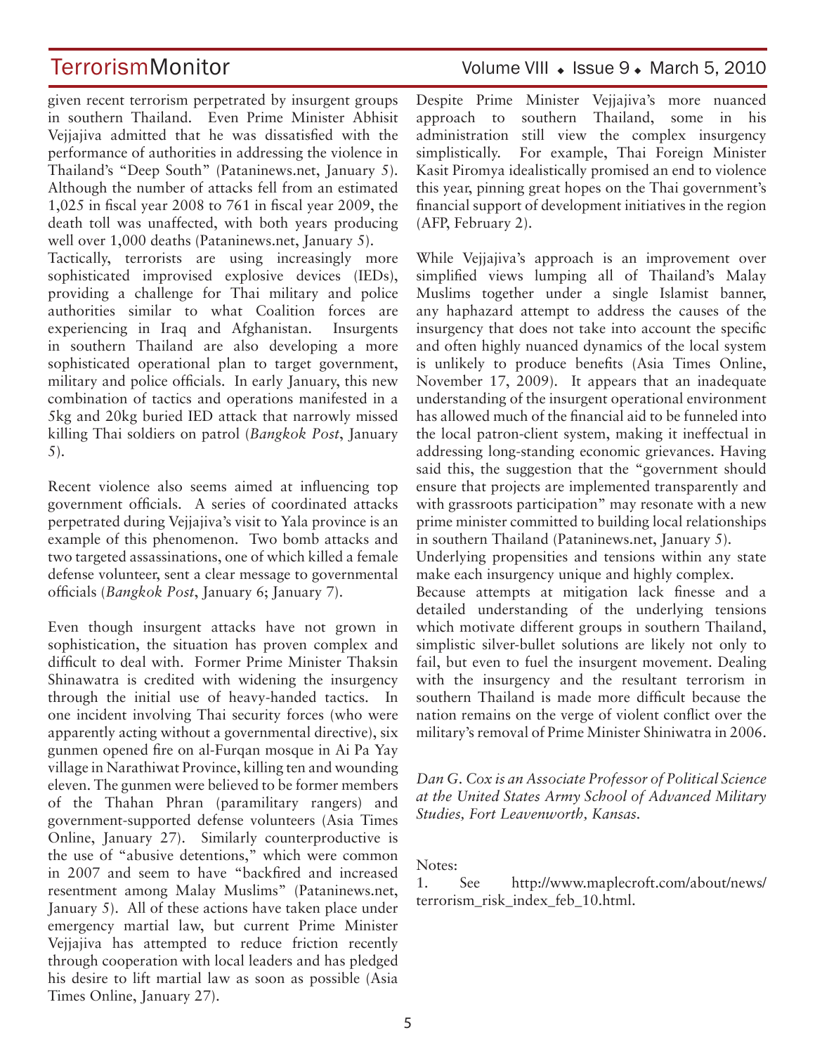given recent terrorism perpetrated by insurgent groups in southern Thailand. Even Prime Minister Abhisit Vejjajiva admitted that he was dissatisfied with the performance of authorities in addressing the violence in Thailand's "Deep South" (Pataninews.net, January 5). Although the number of attacks fell from an estimated 1,025 in fiscal year 2008 to 761 in fiscal year 2009, the death toll was unaffected, with both years producing well over 1,000 deaths (Pataninews.net, January 5).

Tactically, terrorists are using increasingly more sophisticated improvised explosive devices (IEDs), providing a challenge for Thai military and police authorities similar to what Coalition forces are experiencing in Iraq and Afghanistan. Insurgents in southern Thailand are also developing a more sophisticated operational plan to target government, military and police officials. In early January, this new combination of tactics and operations manifested in a 5kg and 20kg buried IED attack that narrowly missed killing Thai soldiers on patrol (*Bangkok Post*, January 5).

Recent violence also seems aimed at influencing top government officials. A series of coordinated attacks perpetrated during Vejjajiva's visit to Yala province is an example of this phenomenon. Two bomb attacks and two targeted assassinations, one of which killed a female defense volunteer, sent a clear message to governmental officials (*Bangkok Post*, January 6; January 7).

Even though insurgent attacks have not grown in sophistication, the situation has proven complex and difficult to deal with. Former Prime Minister Thaksin Shinawatra is credited with widening the insurgency through the initial use of heavy-handed tactics. In one incident involving Thai security forces (who were apparently acting without a governmental directive), six gunmen opened fire on al-Furqan mosque in Ai Pa Yay village in Narathiwat Province, killing ten and wounding eleven. The gunmen were believed to be former members of the Thahan Phran (paramilitary rangers) and government-supported defense volunteers (Asia Times Online, January 27). Similarly counterproductive is the use of "abusive detentions," which were common in 2007 and seem to have "backfired and increased resentment among Malay Muslims" (Pataninews.net, January 5). All of these actions have taken place under emergency martial law, but current Prime Minister Vejjajiva has attempted to reduce friction recently through cooperation with local leaders and has pledged his desire to lift martial law as soon as possible (Asia Times Online, January 27).

Despite Prime Minister Vejjajiva's more nuanced approach to southern Thailand, some in his administration still view the complex insurgency simplistically. For example, Thai Foreign Minister Kasit Piromya idealistically promised an end to violence this year, pinning great hopes on the Thai government's financial support of development initiatives in the region (AFP, February 2).

While Vejjajiva's approach is an improvement over simplified views lumping all of Thailand's Malay Muslims together under a single Islamist banner, any haphazard attempt to address the causes of the insurgency that does not take into account the specific and often highly nuanced dynamics of the local system is unlikely to produce benefits (Asia Times Online, November 17, 2009). It appears that an inadequate understanding of the insurgent operational environment has allowed much of the financial aid to be funneled into the local patron-client system, making it ineffectual in addressing long-standing economic grievances. Having said this, the suggestion that the "government should ensure that projects are implemented transparently and with grassroots participation" may resonate with a new prime minister committed to building local relationships in southern Thailand (Pataninews.net, January 5).

Underlying propensities and tensions within any state make each insurgency unique and highly complex.

Because attempts at mitigation lack finesse and a detailed understanding of the underlying tensions which motivate different groups in southern Thailand, simplistic silver-bullet solutions are likely not only to fail, but even to fuel the insurgent movement. Dealing with the insurgency and the resultant terrorism in southern Thailand is made more difficult because the nation remains on the verge of violent conflict over the military's removal of Prime Minister Shiniwatra in 2006.

*Dan G. Cox is an Associate Professor of Political Science at the United States Army School of Advanced Military Studies, Fort Leavenworth, Kansas.*

Notes:

1. See http://www.maplecroft.com/about/news/terrorism_risk_index_feb_10.html.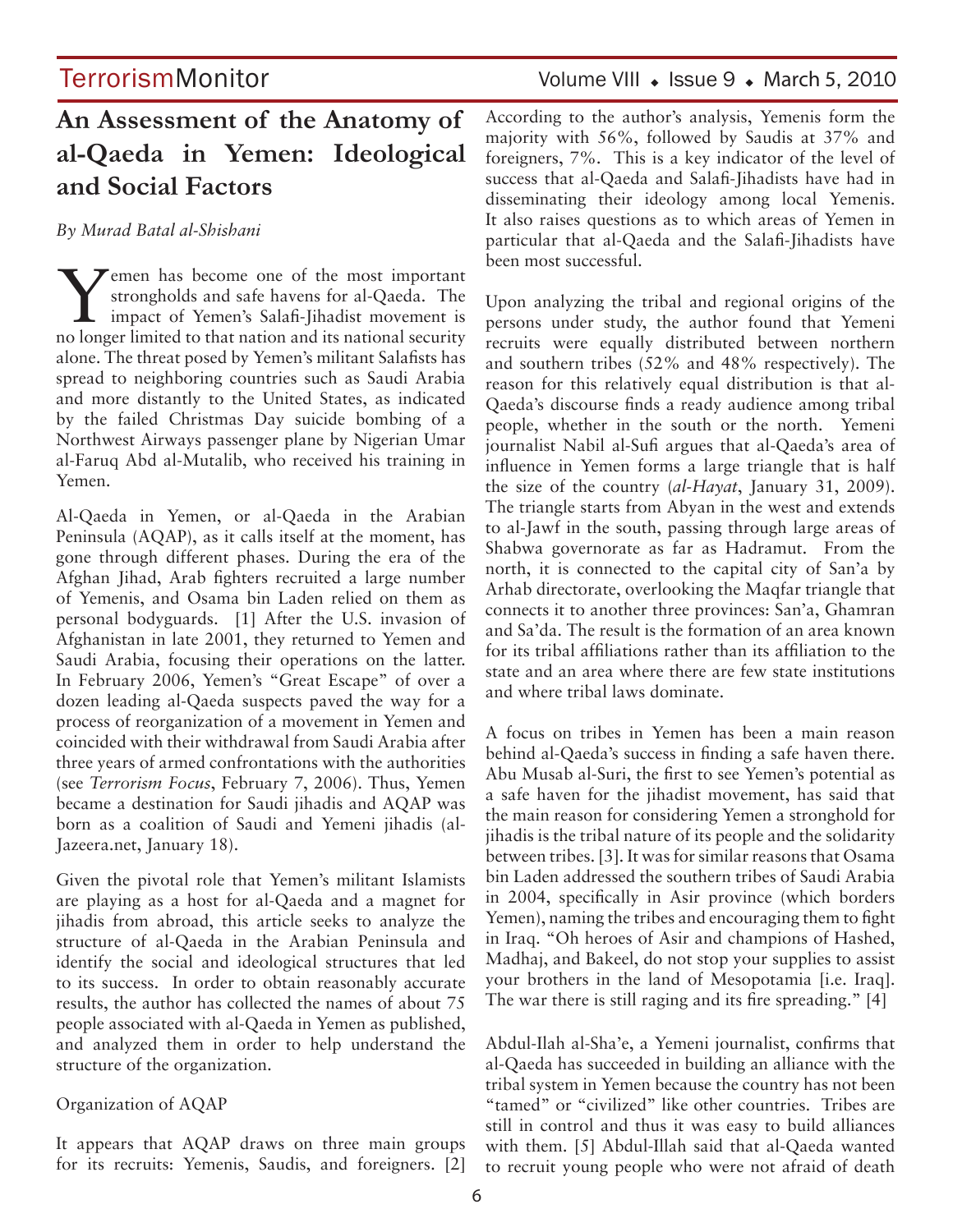# An Assessment of the Anatomy of al-Qaeda in Yemen: Ideological and Social Factors

*By Murad Batal al-Shishani*

Yemen has become one of the most important strongholds and safe havens for al-Qaeda. The impact of Yemen's Salafi-Jihadist movement is no longer limited to that nation and its national security alone. The threat posed by Yemen's militant Salafists has spread to neighboring countries such as Saudi Arabia and more distantly to the United States, as indicated by the failed Christmas Day suicide bombing of a Northwest Airways passenger plane by Nigerian Umar al-Faruq Abd al-Mutalib, who received his training in Yemen.

Al-Qaeda in Yemen, or al-Qaeda in the Arabian Peninsula (AQAP), as it calls itself at the moment, has gone through different phases. During the era of the Afghan Jihad, Arab fighters recruited a large number of Yemenis, and Osama bin Laden relied on them as personal bodyguards. [1] After the U.S. invasion of Afghanistan in late 2001, they returned to Yemen and Saudi Arabia, focusing their operations on the latter. In February 2006, Yemen's "Great Escape" of over a dozen leading al-Qaeda suspects paved the way for a process of reorganization of a movement in Yemen and coincided with their withdrawal from Saudi Arabia after three years of armed confrontations with the authorities (see *Terrorism Focus*, February 7, 2006). Thus, Yemen became a destination for Saudi jihadis and AQAP was born as a coalition of Saudi and Yemeni jihadis (al-Jazeera.net, January 18).

Given the pivotal role that Yemen's militant Islamists are playing as a host for al-Qaeda and a magnet for jihadis from abroad, this article seeks to analyze the structure of al-Qaeda in the Arabian Peninsula and identify the social and ideological structures that led to its success. In order to obtain reasonably accurate results, the author has collected the names of about 75 people associated with al-Qaeda in Yemen as published, and analyzed them in order to help understand the structure of the organization.

Organization of AQAP

It appears that AQAP draws on three main groups for its recruits: Yemenis, Saudis, and foreigners. [2] According to the author's analysis, Yemenis form the majority with 56%, followed by Saudis at 37% and foreigners, 7%. This is a key indicator of the level of success that al-Qaeda and Salafi-Jihadists have had in disseminating their ideology among local Yemenis. It also raises questions as to which areas of Yemen in particular that al-Qaeda and the Salafi-Jihadists have been most successful.

Upon analyzing the tribal and regional origins of the persons under study, the author found that Yemeni recruits were equally distributed between northern and southern tribes (52% and 48% respectively). The reason for this relatively equal distribution is that al-Qaeda's discourse finds a ready audience among tribal people, whether in the south or the north. Yemeni journalist Nabil al-Sufi argues that al-Qaeda's area of influence in Yemen forms a large triangle that is half the size of the country (*al-Hayat*, January 31, 2009). The triangle starts from Abyan in the west and extends to al-Jawf in the south, passing through large areas of Shabwa governorate as far as Hadramut. From the north, it is connected to the capital city of San'a by Arhab directorate, overlooking the Maqfar triangle that connects it to another three provinces: San'a, Ghamran and Sa'da. The result is the formation of an area known for its tribal affiliations rather than its affiliation to the state and an area where there are few state institutions and where tribal laws dominate.

A focus on tribes in Yemen has been a main reason behind al-Qaeda's success in finding a safe haven there. Abu Musab al-Suri, the first to see Yemen's potential as a safe haven for the jihadist movement, has said that the main reason for considering Yemen a stronghold for jihadis is the tribal nature of its people and the solidarity between tribes. [3]. It was for similar reasons that Osama bin Laden addressed the southern tribes of Saudi Arabia in 2004, specifically in Asir province (which borders Yemen), naming the tribes and encouraging them to fight in Iraq. "Oh heroes of Asir and champions of Hashed, Madhaj, and Bakeel, do not stop your supplies to assist your brothers in the land of Mesopotamia [i.e. Iraq]. The war there is still raging and its fire spreading." [4]

Abdul-Ilah al-Sha'e, a Yemeni journalist, confirms that al-Qaeda has succeeded in building an alliance with the tribal system in Yemen because the country has not been "tamed" or "civilized" like other countries. Tribes are still in control and thus it was easy to build alliances with them. [5] Abdul-Illah said that al-Qaeda wanted to recruit young people who were not afraid of death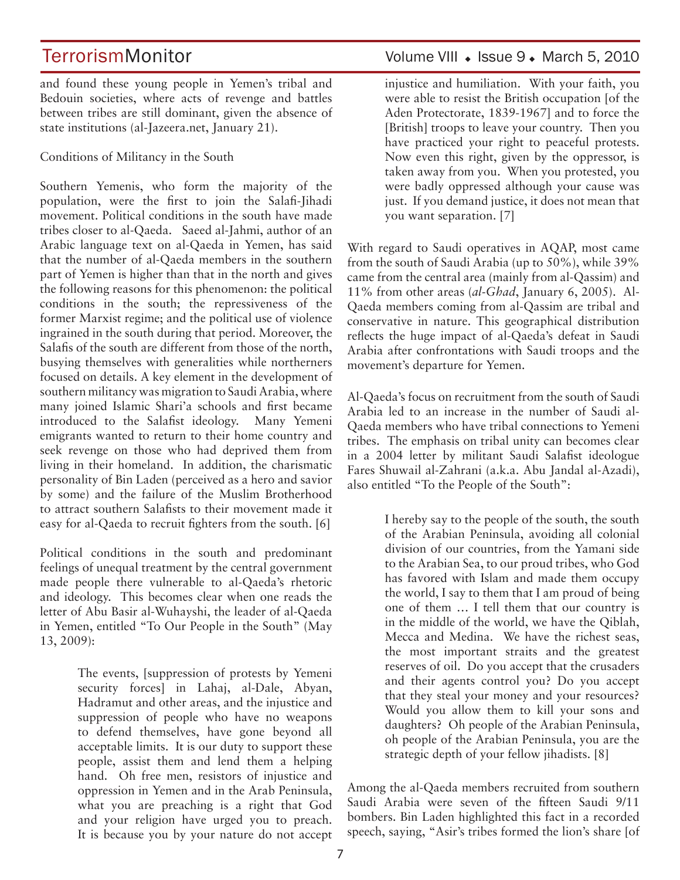and found these young people in Yemen's tribal and Bedouin societies, where acts of revenge and battles between tribes are still dominant, given the absence of state institutions (al-Jazeera.net, January 21).

Conditions of Militancy in the South

Southern Yemenis, who form the majority of the population, were the first to join the Salafi-Jihadi movement. Political conditions in the south have made tribes closer to al-Qaeda. Saeed al-Jahmi, author of an Arabic language text on al-Qaeda in Yemen, has said that the number of al-Qaeda members in the southern part of Yemen is higher than that in the north and gives the following reasons for this phenomenon: the political conditions in the south; the repressiveness of the former Marxist regime; and the political use of violence ingrained in the south during that period. Moreover, the Salafis of the south are different from those of the north, busying themselves with generalities while northerners focused on details. A key element in the development of southern militancy was migration to Saudi Arabia, where many joined Islamic Shari'a schools and first became introduced to the Salafist ideology. Many Yemeni emigrants wanted to return to their home country and seek revenge on those who had deprived them from living in their homeland. In addition, the charismatic personality of Bin Laden (perceived as a hero and savior by some) and the failure of the Muslim Brotherhood to attract southern Salafists to their movement made it easy for al-Qaeda to recruit fighters from the south. [6]

Political conditions in the south and predominant feelings of unequal treatment by the central government made people there vulnerable to al-Qaeda's rhetoric and ideology. This becomes clear when one reads the letter of Abu Basir al-Wuhayshi, the leader of al-Qaeda in Yemen, entitled "To Our People in the South" (May 13, 2009):

> The events, [suppression of protests by Yemeni security forces] in Lahaj, al-Dale, Abyan, Hadramut and other areas, and the injustice and suppression of people who have no weapons to defend themselves, have gone beyond all acceptable limits. It is our duty to support these people, assist them and lend them a helping hand. Oh free men, resistors of injustice and oppression in Yemen and in the Arab Peninsula, what you are preaching is a right that God and your religion have urged you to preach. It is because you by your nature do not accept injustice and humiliation. With your faith, you were able to resist the British occupation [of the Aden Protectorate, 1839-1967] and to force the [British] troops to leave your country. Then you have practiced your right to peaceful protests. Now even this right, given by the oppressor, is taken away from you. When you protested, you were badly oppressed although your cause was just. If you demand justice, it does not mean that you want separation. [7]

With regard to Saudi operatives in AQAP, most came from the south of Saudi Arabia (up to 50%), while 39% came from the central area (mainly from al-Qassim) and 11% from other areas (*al-Ghad*, January 6, 2005). Al-Qaeda members coming from al-Qassim are tribal and conservative in nature. This geographical distribution reflects the huge impact of al-Qaeda's defeat in Saudi Arabia after confrontations with Saudi troops and the movement's departure for Yemen.

Al-Qaeda's focus on recruitment from the south of Saudi Arabia led to an increase in the number of Saudi al-Qaeda members who have tribal connections to Yemeni tribes. The emphasis on tribal unity can becomes clear in a 2004 letter by militant Saudi Salafist ideologue Fares Shuwail al-Zahrani (a.k.a. Abu Jandal al-Azadi), also entitled "To the People of the South":

> I hereby say to the people of the south, the south of the Arabian Peninsula, avoiding all colonial division of our countries, from the Yamani side to the Arabian Sea, to our proud tribes, who God has favored with Islam and made them occupy the world, I say to them that I am proud of being one of them … I tell them that our country is in the middle of the world, we have the Qiblah, Mecca and Medina. We have the richest seas, the most important straits and the greatest reserves of oil. Do you accept that the crusaders and their agents control you? Do you accept that they steal your money and your resources? Would you allow them to kill your sons and daughters? Oh people of the Arabian Peninsula, oh people of the Arabian Peninsula, you are the strategic depth of your fellow jihadists. [8]

Among the al-Qaeda members recruited from southern Saudi Arabia were seven of the fifteen Saudi 9/11 bombers. Bin Laden highlighted this fact in a recorded speech, saying, "Asir's tribes formed the lion's share [of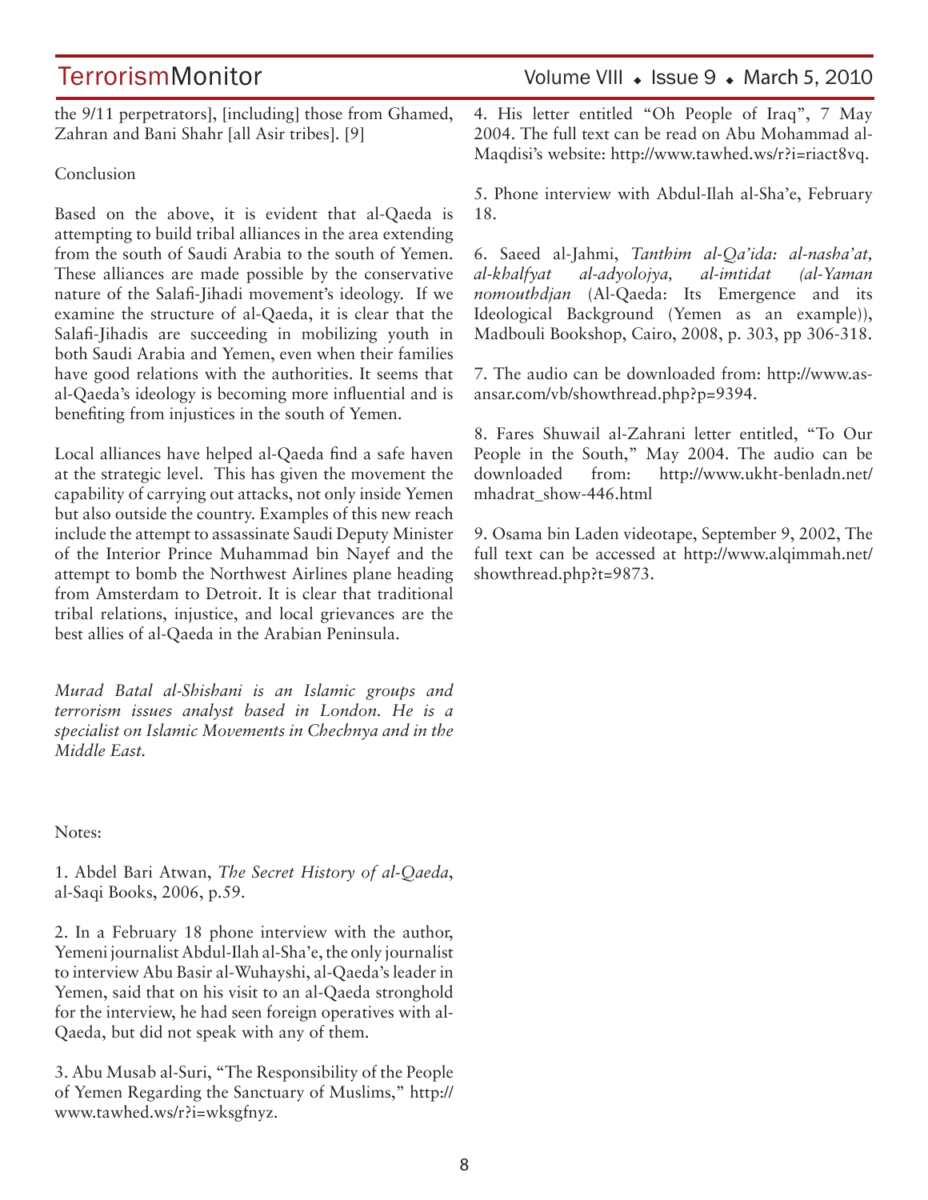the 9/11 perpetrators], [including] those from Ghamed, Zahran and Bani Shahr [all Asir tribes]. [9]

Conclusion

Based on the above, it is evident that al-Qaeda is attempting to build tribal alliances in the area extending from the south of Saudi Arabia to the south of Yemen. These alliances are made possible by the conservative nature of the Salafi-Jihadi movement's ideology. If we examine the structure of al-Qaeda, it is clear that the Salafi-Jihadis are succeeding in mobilizing youth in both Saudi Arabia and Yemen, even when their families have good relations with the authorities. It seems that al-Qaeda's ideology is becoming more influential and is benefiting from injustices in the south of Yemen.

Local alliances have helped al-Qaeda find a safe haven at the strategic level. This has given the movement the capability of carrying out attacks, not only inside Yemen but also outside the country. Examples of this new reach include the attempt to assassinate Saudi Deputy Minister of the Interior Prince Muhammad bin Nayef and the attempt to bomb the Northwest Airlines plane heading from Amsterdam to Detroit. It is clear that traditional tribal relations, injustice, and local grievances are the best allies of al-Qaeda in the Arabian Peninsula.

*Murad Batal al-Shishani is an Islamic groups and terrorism issues analyst based in London. He is a specialist on Islamic Movements in Chechnya and in the Middle East.*

Notes:

1. Abdel Bari Atwan, *The Secret History of al-Qaeda*, al-Saqi Books, 2006, p.59.

2. In a February 18 phone interview with the author, Yemeni journalist Abdul-Ilah al-Sha'e, the only journalist to interview Abu Basir al-Wuhayshi, al-Qaeda's leader in Yemen, said that on his visit to an al-Qaeda stronghold for the interview, he had seen foreign operatives with al-Qaeda, but did not speak with any of them.

3. Abu Musab al-Suri, "The Responsibility of the People of Yemen Regarding the Sanctuary of Muslims," http://www.tawhed.ws/r?i=wksgfnyz.

4. His letter entitled "Oh People of Iraq", 7 May 2004. The full text can be read on Abu Mohammad al-Maqdisi's website: http://www.tawhed.ws/r?i=riact8vq.

5. Phone interview with Abdul-Ilah al-Sha'e, February 18.

6. Saeed al-Jahmi, *Tanthim al-Qa'ida: al-nasha'at, al-khalfyat al-adyolojya, al-imtidat (al-Yaman nomouthdjan* (Al-Qaeda: Its Emergence and its Ideological Background (Yemen as an example)), Madbouli Bookshop, Cairo, 2008, p. 303, pp 306-318.

7. The audio can be downloaded from: http://www.as-ansar.com/vb/showthread.php?p=9394.

8. Fares Shuwail al-Zahrani letter entitled, "To Our People in the South," May 2004. The audio can be downloaded from: http://www.ukht-benladn.net/mhadrat_show-446.html

9. Osama bin Laden videotape, September 9, 2002, The full text can be accessed at http://www.alqimmah.net/showthread.php?t=9873.